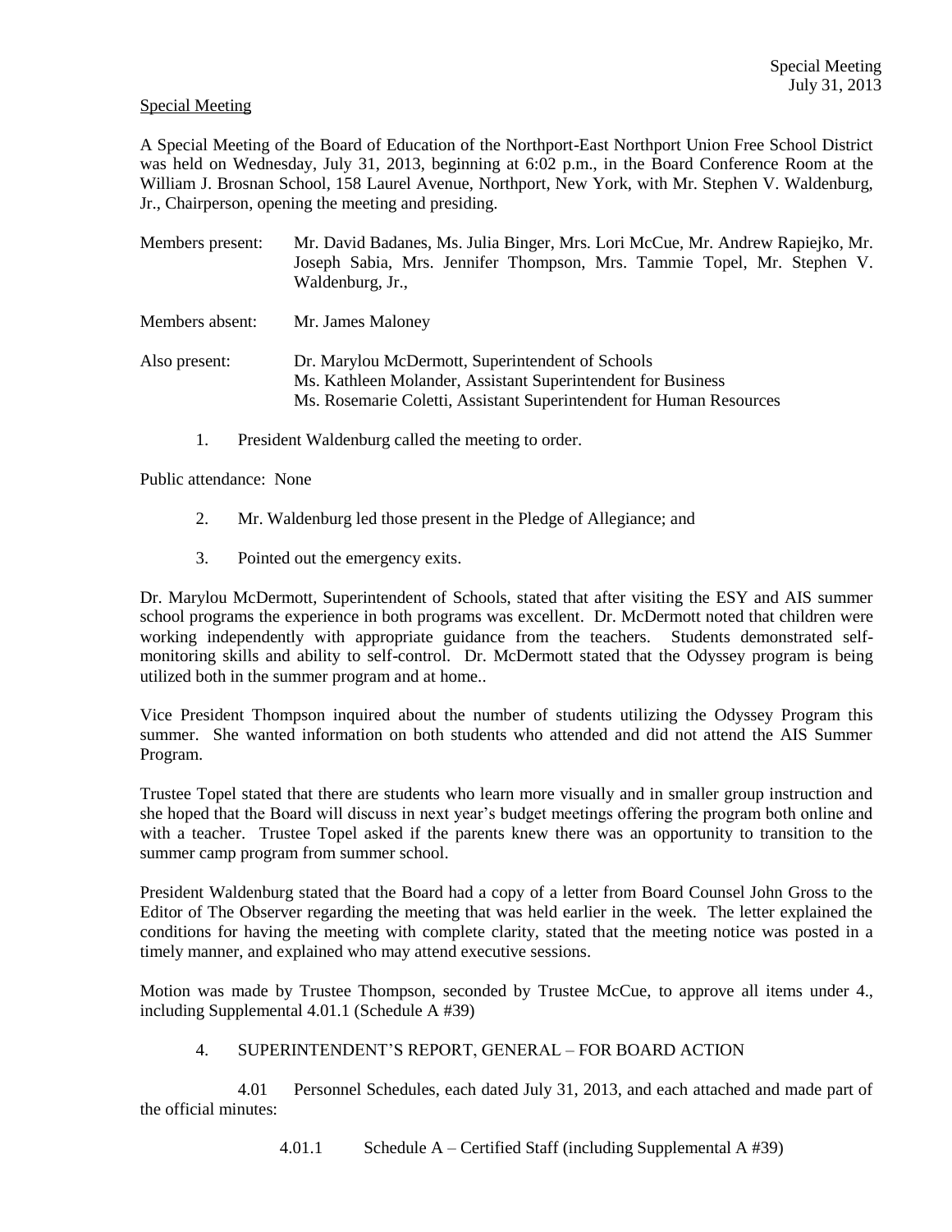Special Meeting

A Special Meeting of the Board of Education of the Northport-East Northport Union Free School District was held on Wednesday, July 31, 2013, beginning at 6:02 p.m., in the Board Conference Room at the William J. Brosnan School, 158 Laurel Avenue, Northport, New York, with Mr. Stephen V. Waldenburg, Jr., Chairperson, opening the meeting and presiding.

Members present: Mr. David Badanes, Ms. Julia Binger, Mrs. Lori McCue, Mr. Andrew Rapiejko, Mr. Joseph Sabia, Mrs. Jennifer Thompson, Mrs. Tammie Topel, Mr. Stephen V. Waldenburg, Jr.,

Members absent: Mr. James Maloney

Also present: Dr. Marylou McDermott, Superintendent of Schools
Ms. Kathleen Molander, Assistant Superintendent for Business
Ms. Rosemarie Coletti, Assistant Superintendent for Human Resources

1. President Waldenburg called the meeting to order.

Public attendance: None

2. Mr. Waldenburg led those present in the Pledge of Allegiance; and

3. Pointed out the emergency exits.

Dr. Marylou McDermott, Superintendent of Schools, stated that after visiting the ESY and AIS summer school programs the experience in both programs was excellent. Dr. McDermott noted that children were working independently with appropriate guidance from the teachers. Students demonstrated self-monitoring skills and ability to self-control. Dr. McDermott stated that the Odyssey program is being utilized both in the summer program and at home..

Vice President Thompson inquired about the number of students utilizing the Odyssey Program this summer. She wanted information on both students who attended and did not attend the AIS Summer Program.

Trustee Topel stated that there are students who learn more visually and in smaller group instruction and she hoped that the Board will discuss in next year's budget meetings offering the program both online and with a teacher. Trustee Topel asked if the parents knew there was an opportunity to transition to the summer camp program from summer school.

President Waldenburg stated that the Board had a copy of a letter from Board Counsel John Gross to the Editor of The Observer regarding the meeting that was held earlier in the week. The letter explained the conditions for having the meeting with complete clarity, stated that the meeting notice was posted in a timely manner, and explained who may attend executive sessions.

Motion was made by Trustee Thompson, seconded by Trustee McCue, to approve all items under 4., including Supplemental 4.01.1 (Schedule A #39)

4. SUPERINTENDENT'S REPORT, GENERAL – FOR BOARD ACTION

4.01 Personnel Schedules, each dated July 31, 2013, and each attached and made part of the official minutes:

4.01.1 Schedule A – Certified Staff (including Supplemental A #39)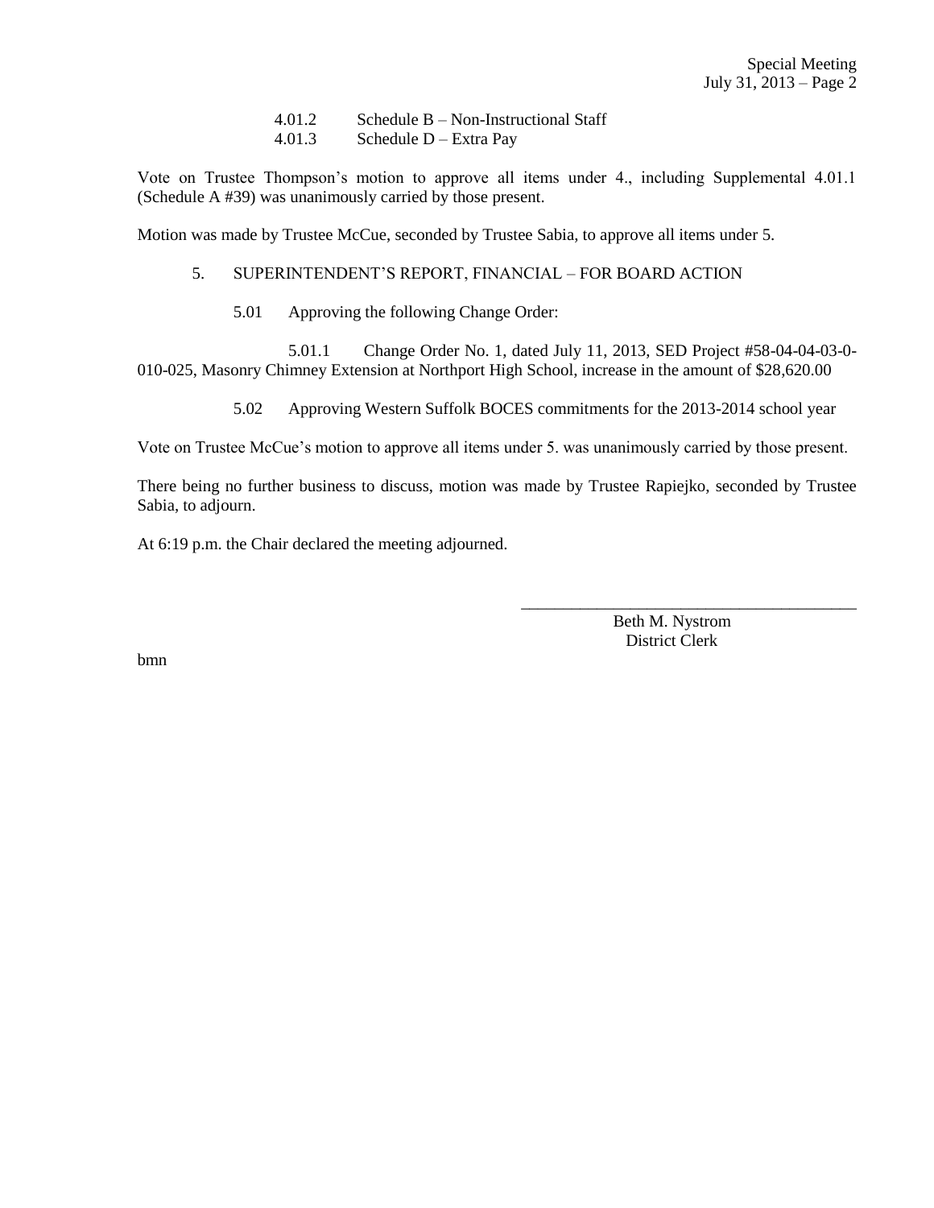4.01.2 Schedule B – Non-Instructional Staff
4.01.3 Schedule D – Extra Pay

Vote on Trustee Thompson's motion to approve all items under 4., including Supplemental 4.01.1 (Schedule A #39) was unanimously carried by those present.

Motion was made by Trustee McCue, seconded by Trustee Sabia, to approve all items under 5.

5. SUPERINTENDENT'S REPORT, FINANCIAL – FOR BOARD ACTION

5.01 Approving the following Change Order:

5.01.1 Change Order No. 1, dated July 11, 2013, SED Project #58-04-04-03-0-010-025, Masonry Chimney Extension at Northport High School, increase in the amount of $28,620.00

5.02 Approving Western Suffolk BOCES commitments for the 2013-2014 school year

Vote on Trustee McCue's motion to approve all items under 5. was unanimously carried by those present.

There being no further business to discuss, motion was made by Trustee Rapiejko, seconded by Trustee Sabia, to adjourn.

At 6:19 p.m. the Chair declared the meeting adjourned.

\_\_\_\_\_\_\_\_\_\_\_\_\_\_\_\_\_\_\_\_\_\_\_\_\_\_\_\_\_\_\_\_\_\_\_\_\_\_\_\_

Beth M. Nystrom
District Clerk

bmn